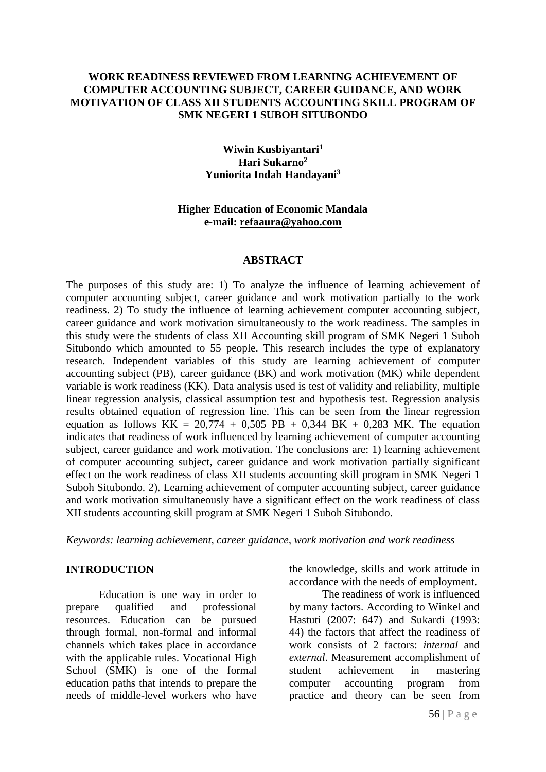# WORK READINESS REVIEWED FROM LEARNING ACHIEVEMENT OF COMPUTER ACCOUNTING SUBJECT, CAREER GUIDANCE, AND WORK MOTIVATION OF CLASS XII STUDENTS ACCOUNTING SKILL PROGRAM OF SMK NEGERI 1 SUBOH SITUBONDO

**Wiwin Kusbiyantari[1]**
**Hari Sukarno[2]**
**Yuniorita Indah Handayani[3]**

**Higher Education of Economic Mandala**
**e-mail: refaaura@yahoo.com**

## ABSTRACT

The purposes of this study are: 1) To analyze the influence of learning achievement of computer accounting subject, career guidance and work motivation partially to the work readiness. 2) To study the influence of learning achievement computer accounting subject, career guidance and work motivation simultaneously to the work readiness. The samples in this study were the students of class XII Accounting skill program of SMK Negeri 1 Suboh Situbondo which amounted to 55 people. This research includes the type of explanatory research. Independent variables of this study are learning achievement of computer accounting subject (PB), career guidance (BK) and work motivation (MK) while dependent variable is work readiness (KK). Data analysis used is test of validity and reliability, multiple linear regression analysis, classical assumption test and hypothesis test. Regression analysis results obtained equation of regression line. This can be seen from the linear regression equation as follows KK = 20,774 + 0,505 PB + 0,344 BK + 0,283 MK. The equation indicates that readiness of work influenced by learning achievement of computer accounting subject, career guidance and work motivation. The conclusions are: 1) learning achievement of computer accounting subject, career guidance and work motivation partially significant effect on the work readiness of class XII students accounting skill program in SMK Negeri 1 Suboh Situbondo. 2). Learning achievement of computer accounting subject, career guidance and work motivation simultaneously have a significant effect on the work readiness of class XII students accounting skill program at SMK Negeri 1 Suboh Situbondo.

*Keywords: learning achievement, career guidance, work motivation and work readiness*

## INTRODUCTION

Education is one way in order to prepare qualified and professional resources. Education can be pursued through formal, non-formal and informal channels which takes place in accordance with the applicable rules. Vocational High School (SMK) is one of the formal education paths that intends to prepare the needs of middle-level workers who have the knowledge, skills and work attitude in accordance with the needs of employment.

The readiness of work is influenced by many factors. According to Winkel and Hastuti (2007: 647) and Sukardi (1993: 44) the factors that affect the readiness of work consists of 2 factors: *internal* and *external*. Measurement accomplishment of student achievement in mastering computer accounting program from practice and theory can be seen from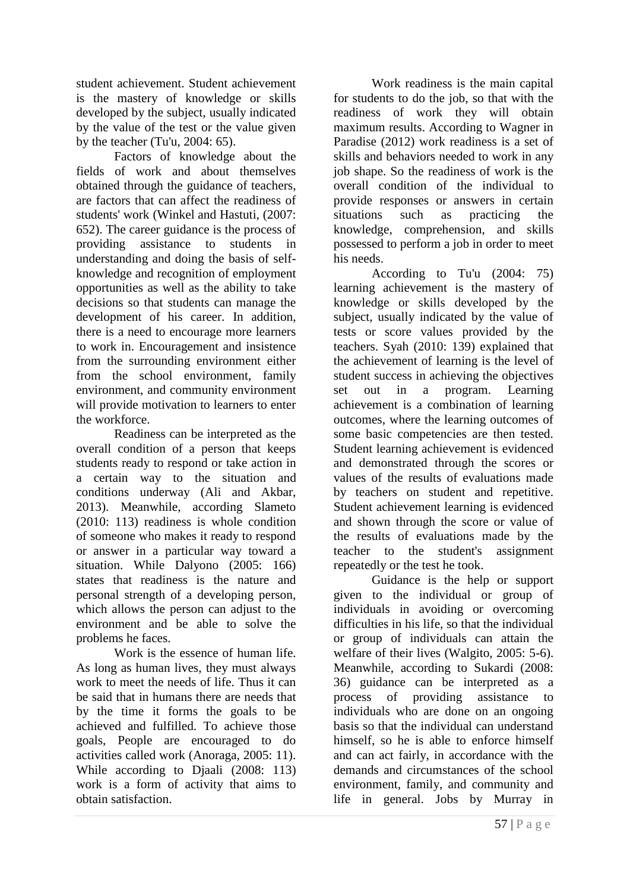student achievement. Student achievement is the mastery of knowledge or skills developed by the subject, usually indicated by the value of the test or the value given by the teacher (Tu'u, 2004: 65).

Factors of knowledge about the fields of work and about themselves obtained through the guidance of teachers, are factors that can affect the readiness of students' work (Winkel and Hastuti, (2007: 652). The career guidance is the process of providing assistance to students in understanding and doing the basis of self-knowledge and recognition of employment opportunities as well as the ability to take decisions so that students can manage the development of his career. In addition, there is a need to encourage more learners to work in. Encouragement and insistence from the surrounding environment either from the school environment, family environment, and community environment will provide motivation to learners to enter the workforce.

Readiness can be interpreted as the overall condition of a person that keeps students ready to respond or take action in a certain way to the situation and conditions underway (Ali and Akbar, 2013). Meanwhile, according Slameto (2010: 113) readiness is whole condition of someone who makes it ready to respond or answer in a particular way toward a situation. While Dalyono (2005: 166) states that readiness is the nature and personal strength of a developing person, which allows the person can adjust to the environment and be able to solve the problems he faces.

Work is the essence of human life. As long as human lives, they must always work to meet the needs of life. Thus it can be said that in humans there are needs that by the time it forms the goals to be achieved and fulfilled. To achieve those goals, People are encouraged to do activities called work (Anoraga, 2005: 11). While according to Djaali (2008: 113) work is a form of activity that aims to obtain satisfaction.

Work readiness is the main capital for students to do the job, so that with the readiness of work they will obtain maximum results. According to Wagner in Paradise (2012) work readiness is a set of skills and behaviors needed to work in any job shape. So the readiness of work is the overall condition of the individual to provide responses or answers in certain situations such as practicing the knowledge, comprehension, and skills possessed to perform a job in order to meet his needs.

According to Tu'u (2004: 75) learning achievement is the mastery of knowledge or skills developed by the subject, usually indicated by the value of tests or score values provided by the teachers. Syah (2010: 139) explained that the achievement of learning is the level of student success in achieving the objectives set out in a program. Learning achievement is a combination of learning outcomes, where the learning outcomes of some basic competencies are then tested. Student learning achievement is evidenced and demonstrated through the scores or values of the results of evaluations made by teachers on student and repetitive. Student achievement learning is evidenced and shown through the score or value of the results of evaluations made by the teacher to the student's assignment repeatedly or the test he took.

Guidance is the help or support given to the individual or group of individuals in avoiding or overcoming difficulties in his life, so that the individual or group of individuals can attain the welfare of their lives (Walgito, 2005: 5-6). Meanwhile, according to Sukardi (2008: 36) guidance can be interpreted as a process of providing assistance to individuals who are done on an ongoing basis so that the individual can understand himself, so he is able to enforce himself and can act fairly, in accordance with the demands and circumstances of the school environment, family, and community and life in general. Jobs by Murray in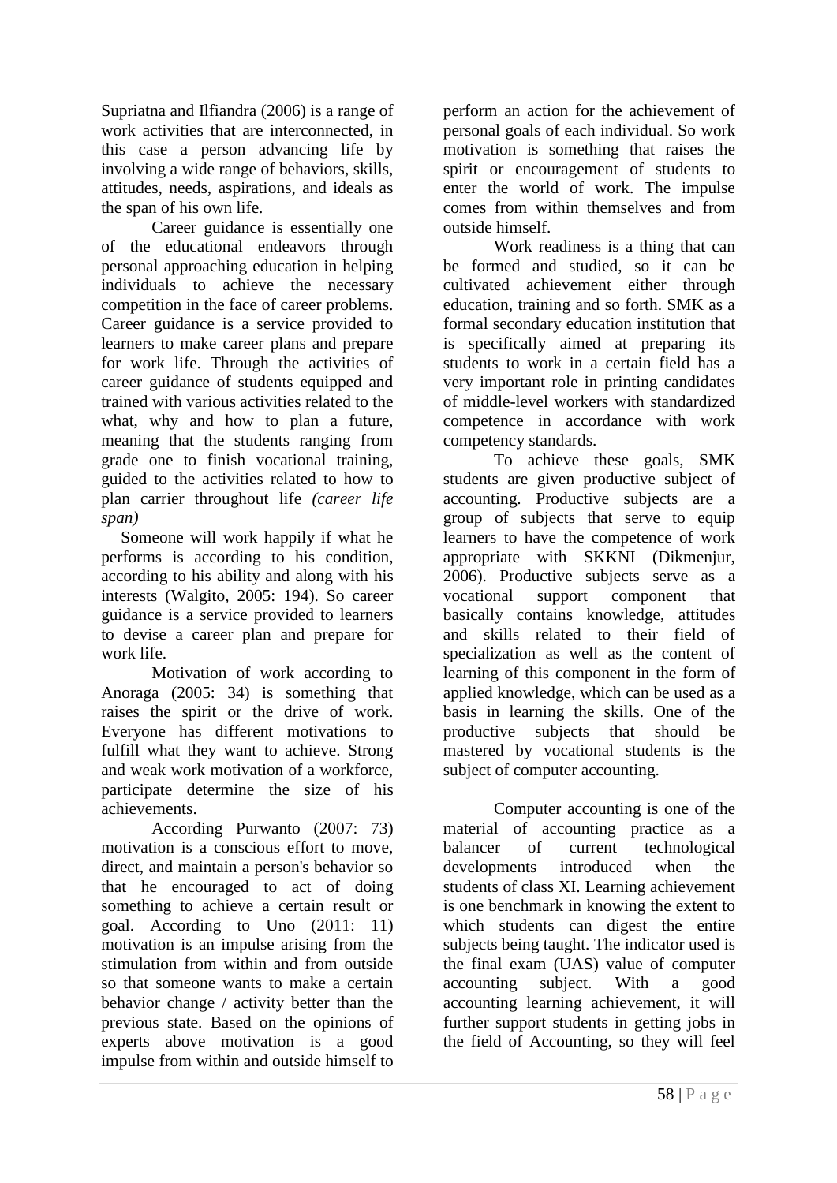Supriatna and Ilfiandra (2006) is a range of work activities that are interconnected, in this case a person advancing life by involving a wide range of behaviors, skills, attitudes, needs, aspirations, and ideals as the span of his own life.

Career guidance is essentially one of the educational endeavors through personal approaching education in helping individuals to achieve the necessary competition in the face of career problems. Career guidance is a service provided to learners to make career plans and prepare for work life. Through the activities of career guidance of students equipped and trained with various activities related to the what, why and how to plan a future, meaning that the students ranging from grade one to finish vocational training, guided to the activities related to how to plan carrier throughout life *(career life span)*

Someone will work happily if what he performs is according to his condition, according to his ability and along with his interests (Walgito, 2005: 194). So career guidance is a service provided to learners to devise a career plan and prepare for work life.

Motivation of work according to Anoraga (2005: 34) is something that raises the spirit or the drive of work. Everyone has different motivations to fulfill what they want to achieve. Strong and weak work motivation of a workforce, participate determine the size of his achievements.

According Purwanto (2007: 73) motivation is a conscious effort to move, direct, and maintain a person's behavior so that he encouraged to act of doing something to achieve a certain result or goal. According to Uno (2011: 11) motivation is an impulse arising from the stimulation from within and from outside so that someone wants to make a certain behavior change / activity better than the previous state. Based on the opinions of experts above motivation is a good impulse from within and outside himself to perform an action for the achievement of personal goals of each individual. So work motivation is something that raises the spirit or encouragement of students to enter the world of work. The impulse comes from within themselves and from outside himself.

Work readiness is a thing that can be formed and studied, so it can be cultivated achievement either through education, training and so forth. SMK as a formal secondary education institution that is specifically aimed at preparing its students to work in a certain field has a very important role in printing candidates of middle-level workers with standardized competence in accordance with work competency standards.

To achieve these goals, SMK students are given productive subject of accounting. Productive subjects are a group of subjects that serve to equip learners to have the competence of work appropriate with SKKNI (Dikmenjur, 2006). Productive subjects serve as a vocational support component that basically contains knowledge, attitudes and skills related to their field of specialization as well as the content of learning of this component in the form of applied knowledge, which can be used as a basis in learning the skills. One of the productive subjects that should be mastered by vocational students is the subject of computer accounting.

Computer accounting is one of the material of accounting practice as a balancer of current technological developments introduced when the students of class XI. Learning achievement is one benchmark in knowing the extent to which students can digest the entire subjects being taught. The indicator used is the final exam (UAS) value of computer accounting subject. With a good accounting learning achievement, it will further support students in getting jobs in the field of Accounting, so they will feel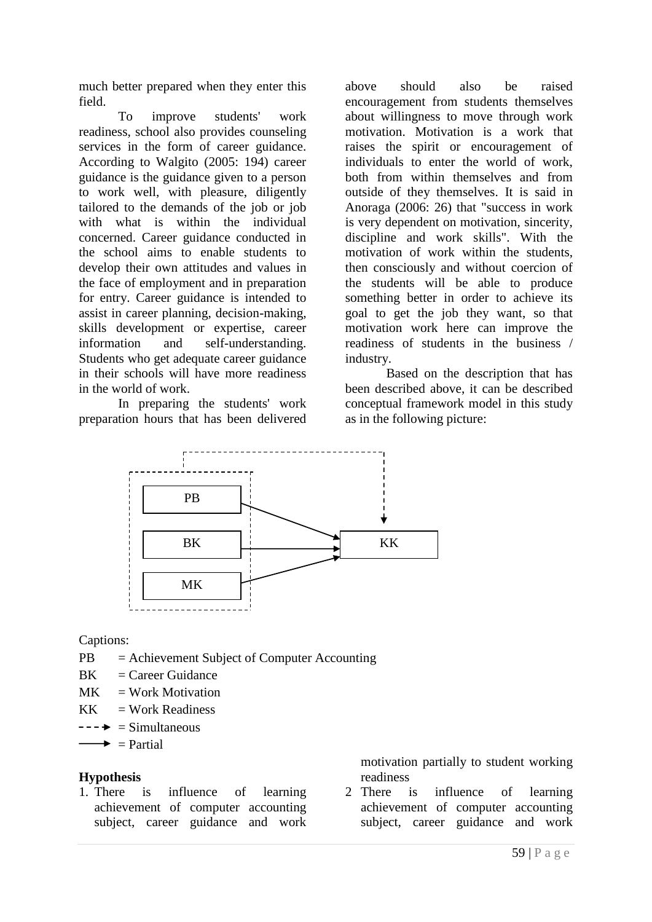much better prepared when they enter this field.

To improve students' work readiness, school also provides counseling services in the form of career guidance. According to Walgito (2005: 194) career guidance is the guidance given to a person to work well, with pleasure, diligently tailored to the demands of the job or job with what is within the individual concerned. Career guidance conducted in the school aims to enable students to develop their own attitudes and values in the face of employment and in preparation for entry. Career guidance is intended to assist in career planning, decision-making, skills development or expertise, career information and self-understanding. Students who get adequate career guidance in their schools will have more readiness in the world of work.

In preparing the students' work preparation hours that has been delivered above should also be raised encouragement from students themselves about willingness to move through work motivation. Motivation is a work that raises the spirit or encouragement of individuals to enter the world of work, both from within themselves and from outside of they themselves. It is said in Anoraga (2006: 26) that "success in work is very dependent on motivation, sincerity, discipline and work skills". With the motivation of work within the students, then consciously and without coercion of the students will be able to produce something better in order to achieve its goal to get the job they want, so that motivation work here can improve the readiness of students in the business / industry.

Based on the description that has been described above, it can be described conceptual framework model in this study as in the following picture:

PB → KK
BK → KK
MK → KK
(PB, BK, MK) - - → KK

Captions:

PB = Achievement Subject of Computer Accounting
BK = Career Guidance
MK = Work Motivation
KK = Work Readiness
- - -→ = Simultaneous
——→ = Partial

**Hypothesis**

1. There is influence of learning achievement of computer accounting subject, career guidance and work motivation partially to student working readiness
2. There is influence of learning achievement of computer accounting subject, career guidance and work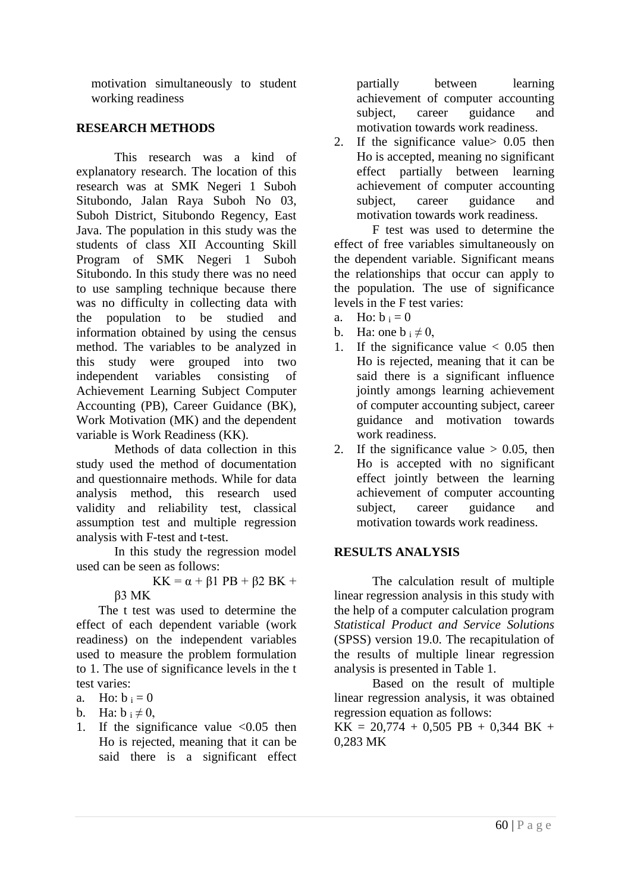motivation simultaneously to student working readiness

## RESEARCH METHODS

This research was a kind of explanatory research. The location of this research was at SMK Negeri 1 Suboh Situbondo, Jalan Raya Suboh No 03, Suboh District, Situbondo Regency, East Java. The population in this study was the students of class XII Accounting Skill Program of SMK Negeri 1 Suboh Situbondo. In this study there was no need to use sampling technique because there was no difficulty in collecting data with the population to be studied and information obtained by using the census method. The variables to be analyzed in this study were grouped into two independent variables consisting of Achievement Learning Subject Computer Accounting (PB), Career Guidance (BK), Work Motivation (MK) and the dependent variable is Work Readiness (KK).

Methods of data collection in this study used the method of documentation and questionnaire methods. While for data analysis method, this research used validity and reliability test, classical assumption test and multiple regression analysis with F-test and t-test.

In this study the regression model used can be seen as follows:

$$KK = \alpha + \beta 1\ PB + \beta 2\ BK + \beta 3\ MK$$

The t test was used to determine the effect of each dependent variable (work readiness) on the independent variables used to measure the problem formulation to 1. The use of significance levels in the t test varies:

a. Ho: $b_i = 0$
b. Ha: $b_i \neq 0$,

1. If the significance value <0.05 then Ho is rejected, meaning that it can be said there is a significant effect partially between learning achievement of computer accounting subject, career guidance and motivation towards work readiness.
2. If the significance value> 0.05 then Ho is accepted, meaning no significant effect partially between learning achievement of computer accounting subject, career guidance and motivation towards work readiness.

F test was used to determine the effect of free variables simultaneously on the dependent variable. Significant means the relationships that occur can apply to the population. The use of significance levels in the F test varies:

a. Ho: $b_i = 0$
b. Ha: one $b_i \neq 0$,

1. If the significance value < 0.05 then Ho is rejected, meaning that it can be said there is a significant influence jointly amongs learning achievement of computer accounting subject, career guidance and motivation towards work readiness.
2. If the significance value > 0.05, then Ho is accepted with no significant effect jointly between the learning achievement of computer accounting subject, career guidance and motivation towards work readiness.

## RESULTS ANALYSIS

The calculation result of multiple linear regression analysis in this study with the help of a computer calculation program *Statistical Product and Service Solutions* (SPSS) version 19.0. The recapitulation of the results of multiple linear regression analysis is presented in Table 1.

Based on the result of multiple linear regression analysis, it was obtained regression equation as follows:

$$KK = 20{,}774 + 0{,}505\ PB + 0{,}344\ BK + 0{,}283\ MK$$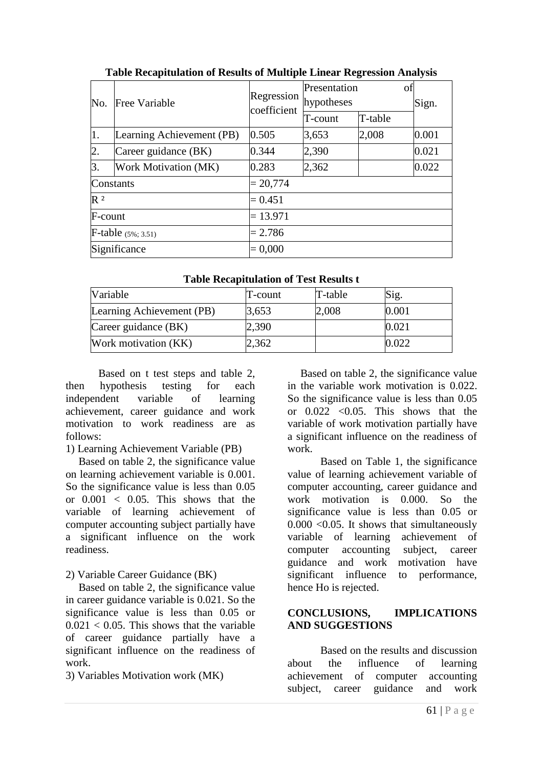**Table Recapitulation of Results of Multiple Linear Regression Analysis**

| No. | Free Variable | Regression coefficient | Presentation of hypotheses | | Sign. |
|---|---|---|---|---|---|
| | | | T-count | T-table | |
| 1. | Learning Achievement (PB) | 0.505 | 3,653 | 2,008 | 0.001 |
| 2. | Career guidance (BK) | 0.344 | 2,390 | | 0.021 |
| 3. | Work Motivation (MK) | 0.283 | 2,362 | | 0.022 |
| Constants | | = 20,774 | | | |
| $R^2$ | | = 0.451 | | | |
| F-count | | = 13.971 | | | |
| F-table $_{(5\%; 3.51)}$ | | = 2.786 | | | |
| Significance | | = 0,000 | | | |

**Table Recapitulation of Test Results t**

| Variable | T-count | T-table | Sig. |
|---|---|---|---|
| Learning Achievement (PB) | 3,653 | 2,008 | 0.001 |
| Career guidance (BK) | 2,390 | | 0.021 |
| Work motivation (KK) | 2,362 | | 0.022 |

Based on t test steps and table 2, then hypothesis testing for each independent variable of learning achievement, career guidance and work motivation to work readiness are as follows:

1) Learning Achievement Variable (PB)

Based on table 2, the significance value on learning achievement variable is 0.001. So the significance value is less than 0.05 or 0.001 < 0.05. This shows that the variable of learning achievement of computer accounting subject partially have a significant influence on the work readiness.

2) Variable Career Guidance (BK)

Based on table 2, the significance value in career guidance variable is 0.021. So the significance value is less than 0.05 or 0.021 < 0.05. This shows that the variable of career guidance partially have a significant influence on the readiness of work.

3) Variables Motivation work (MK)

Based on table 2, the significance value in the variable work motivation is 0.022. So the significance value is less than 0.05 or 0.022 <0.05. This shows that the variable of work motivation partially have a significant influence on the readiness of work.

Based on Table 1, the significance value of learning achievement variable of computer accounting, career guidance and work motivation is 0.000. So the significance value is less than 0.05 or 0.000 <0.05. It shows that simultaneously variable of learning achievement of computer accounting subject, career guidance and work motivation have significant influence to performance, hence Ho is rejected.

## CONCLUSIONS, IMPLICATIONS AND SUGGESTIONS

Based on the results and discussion about the influence of learning achievement of computer accounting subject, career guidance and work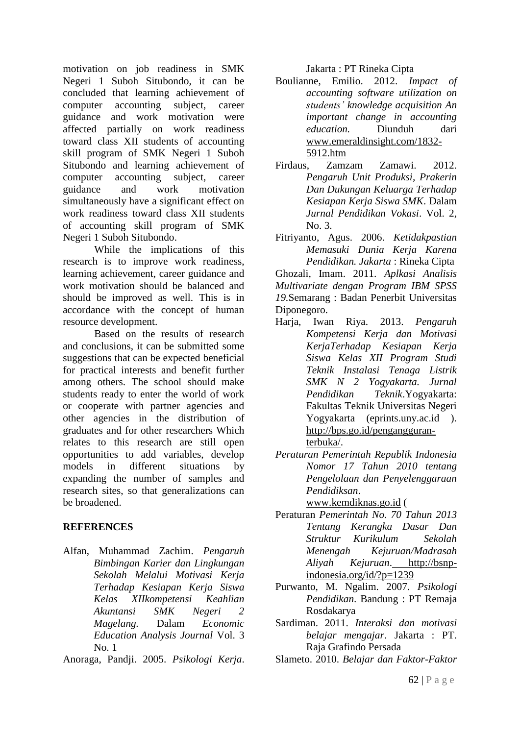motivation on job readiness in SMK Negeri 1 Suboh Situbondo, it can be concluded that learning achievement of computer accounting subject, career guidance and work motivation were affected partially on work readiness toward class XII students of accounting skill program of SMK Negeri 1 Suboh Situbondo and learning achievement of computer accounting subject, career guidance and work motivation simultaneously have a significant effect on work readiness toward class XII students of accounting skill program of SMK Negeri 1 Suboh Situbondo.

While the implications of this research is to improve work readiness, learning achievement, career guidance and work motivation should be balanced and should be improved as well. This is in accordance with the concept of human resource development.

Based on the results of research and conclusions, it can be submitted some suggestions that can be expected beneficial for practical interests and benefit further among others. The school should make students ready to enter the world of work or cooperate with partner agencies and other agencies in the distribution of graduates and for other researchers Which relates to this research are still open opportunities to add variables, develop models in different situations by expanding the number of samples and research sites, so that generalizations can be broadened.

## REFERENCES

Alfan, Muhammad Zachim. *Pengaruh Bimbingan Karier dan Lingkungan Sekolah Melalui Motivasi Kerja Terhadap Kesiapan Kerja Siswa Kelas XIIkompetensi Keahlian Akuntansi SMK Negeri 2 Magelang.* Dalam *Economic Education Analysis Journal* Vol. 3 No. 1

Anoraga, Pandji. 2005. *Psikologi Kerja*. Jakarta : PT Rineka Cipta

Boulianne, Emilio. 2012. *Impact of accounting software utilization on students' knowledge acquisition An important change in accounting education.* Diunduh dari www.emeraldinsight.com/1832-5912.htm

Firdaus, Zamzam Zamawi. 2012. *Pengaruh Unit Produksi, Prakerin Dan Dukungan Keluarga Terhadap Kesiapan Kerja Siswa SMK*. Dalam *Jurnal Pendidikan Vokasi*. Vol. 2, No. 3.

Fitriyanto, Agus. 2006. *Ketidakpastian Memasuki Dunia Kerja Karena Pendidikan. Jakarta* : Rineka Cipta

Ghozali, Imam. 2011. *Aplkasi Analisis Multivariate dengan Program IBM SPSS 19.*Semarang : Badan Penerbit Universitas Diponegoro.

Harja, Iwan Riya. 2013. *Pengaruh Kompetensi Kerja dan Motivasi KerjaTerhadap Kesiapan Kerja Siswa Kelas XII Program Studi Teknik Instalasi Tenaga Listrik SMK N 2 Yogyakarta. Jurnal Pendidikan Teknik*.Yogyakarta: Fakultas Teknik Universitas Negeri Yogyakarta (eprints.uny.ac.id ). http://bps.go.id/penganggguran-terbuka/.

*Peraturan Pemerintah Republik Indonesia Nomor 17 Tahun 2010 tentang Pengelolaan dan Penyelenggaraan Pendidiksan*. www.kemdiknas.go.id (

Peraturan *Pemerintah No. 70 Tahun 2013 Tentang Kerangka Dasar Dan Struktur Kurikulum Sekolah Menengah Kejuruan/Madrasah Aliyah Kejuruan*. http://bsnp-indonesia.org/id/?p=1239

Purwanto, M. Ngalim. 2007. *Psikologi Pendidikan*. Bandung : PT Remaja Rosdakarya

Sardiman. 2011. *Interaksi dan motivasi belajar mengajar*. Jakarta : PT. Raja Grafindo Persada

Slameto. 2010. *Belajar dan Faktor-Faktor*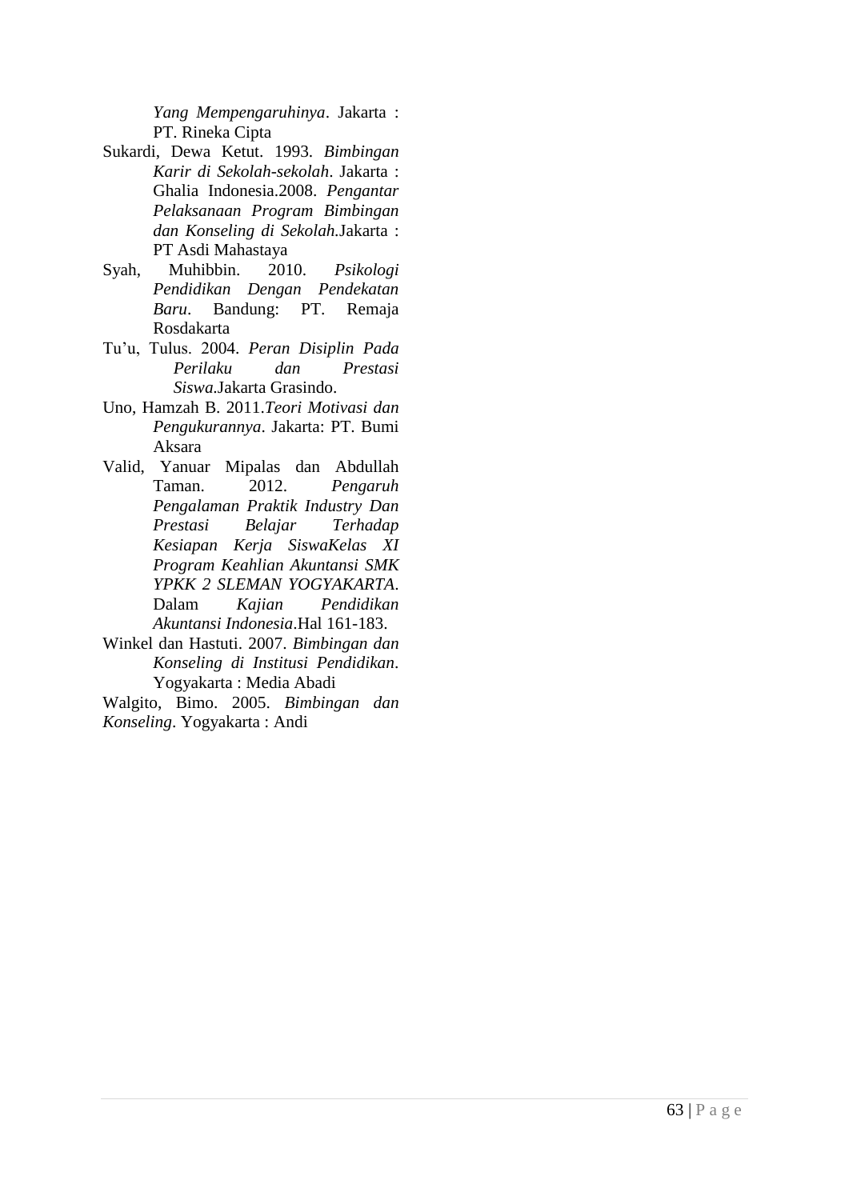*Yang Mempengaruhinya*. Jakarta : PT. Rineka Cipta

Sukardi, Dewa Ketut. 1993. *Bimbingan Karir di Sekolah-sekolah*. Jakarta : Ghalia Indonesia.2008. *Pengantar Pelaksanaan Program Bimbingan dan Konseling di Sekolah.*Jakarta : PT Asdi Mahastaya

Syah, Muhibbin. 2010. *Psikologi Pendidikan Dengan Pendekatan Baru*. Bandung: PT. Remaja Rosdakarta

Tu'u, Tulus. 2004. *Peran Disiplin Pada Perilaku dan Prestasi Siswa*.Jakarta Grasindo.

Uno, Hamzah B. 2011.*Teori Motivasi dan Pengukurannya*. Jakarta: PT. Bumi Aksara

Valid, Yanuar Mipalas dan Abdullah Taman. 2012. *Pengaruh Pengalaman Praktik Industry Dan Prestasi Belajar Terhadap Kesiapan Kerja SiswaKelas XI Program Keahlian Akuntansi SMK YPKK 2 SLEMAN YOGYAKARTA*. Dalam *Kajian Pendidikan Akuntansi Indonesia*.Hal 161-183.

Winkel dan Hastuti. 2007. *Bimbingan dan Konseling di Institusi Pendidikan*. Yogyakarta : Media Abadi

Walgito, Bimo. 2005. *Bimbingan dan Konseling*. Yogyakarta : Andi